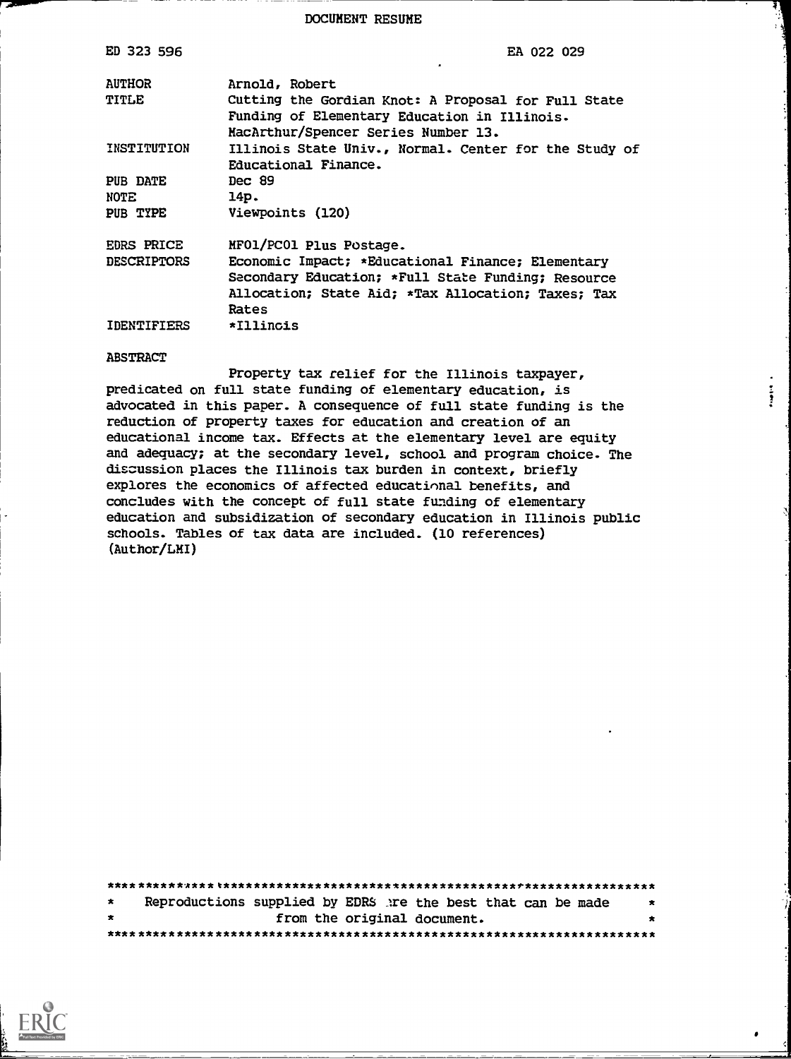DOCUMENT RESUME

| | |
|---|---|
| ED 323 596 | EA 022 029 |
| AUTHOR | Arnold, Robert |
| TITLE | Cutting the Gordian Knot: A Proposal for Full State Funding of Elementary Education in Illinois. MacArthur/Spencer Series Number 13. |
| INSTITUTION | Illinois State Univ., Normal. Center for the Study of Educational Finance. |
| PUB DATE | Dec 89 |
| NOTE | 14p. |
| PUB TYPE | Viewpoints (120) |
| EDRS PRICE | MF01/PC01 Plus Postage. |
| DESCRIPTORS | Economic Impact; *Educational Finance; Elementary Secondary Education; *Full State Funding; Resource Allocation; State Aid; *Tax Allocation; Taxes; Tax Rates |
| IDENTIFIERS | *Illinois |

ABSTRACT

Property tax relief for the Illinois taxpayer, predicated on full state funding of elementary education, is advocated in this paper. A consequence of full state funding is the reduction of property taxes for education and creation of an educational income tax. Effects at the elementary level are equity and adequacy; at the secondary level, school and program choice. The discussion places the Illinois tax burden in context, briefly explores the economics of affected educational benefits, and concludes with the concept of full state funding of elementary education and subsidization of secondary education in Illinois public schools. Tables of tax data are included. (10 references) (Author/LMI)

***********************************************************************
* Reproductions supplied by EDRS are the best that can be made *
* from the original document. *
***********************************************************************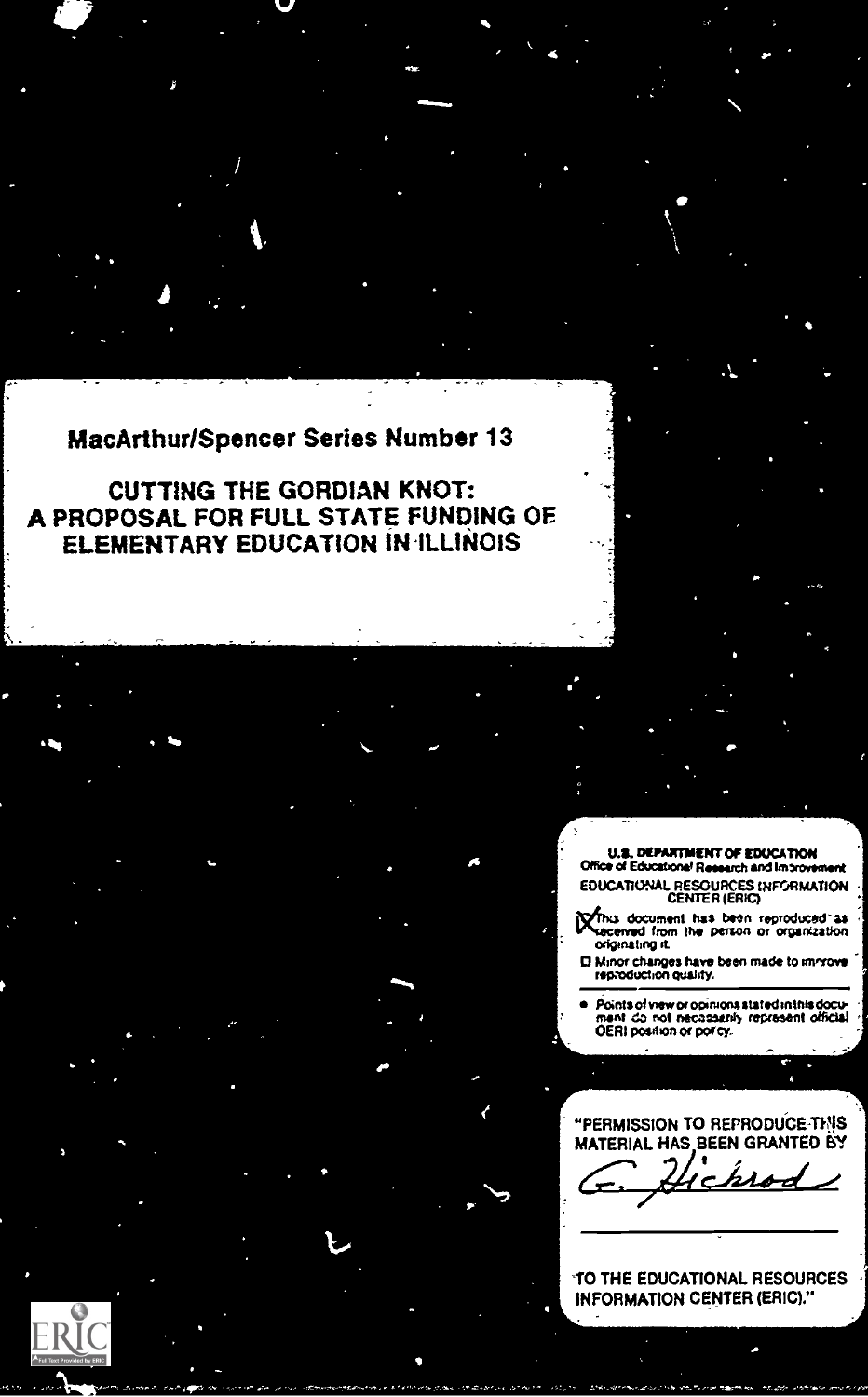MacArthur/Spencer Series Number 13

# CUTTING THE GORDIAN KNOT: A PROPOSAL FOR FULL STATE FUNDING OF ELEMENTARY EDUCATION IN ILLINOIS

U.S. DEPARTMENT OF EDUCATION
Office of Educational Research and Improvement
EDUCATIONAL RESOURCES INFORMATION CENTER (ERIC)

☒ This document has been reproduced as received from the person or organization originating it.

☐ Minor changes have been made to improve reproduction quality.

- Points of view or opinions stated in this document do not necessarily represent official OERI position or policy.

"PERMISSION TO REPRODUCE THIS MATERIAL HAS BEEN GRANTED BY

G. Hickrod

TO THE EDUCATIONAL RESOURCES INFORMATION CENTER (ERIC)."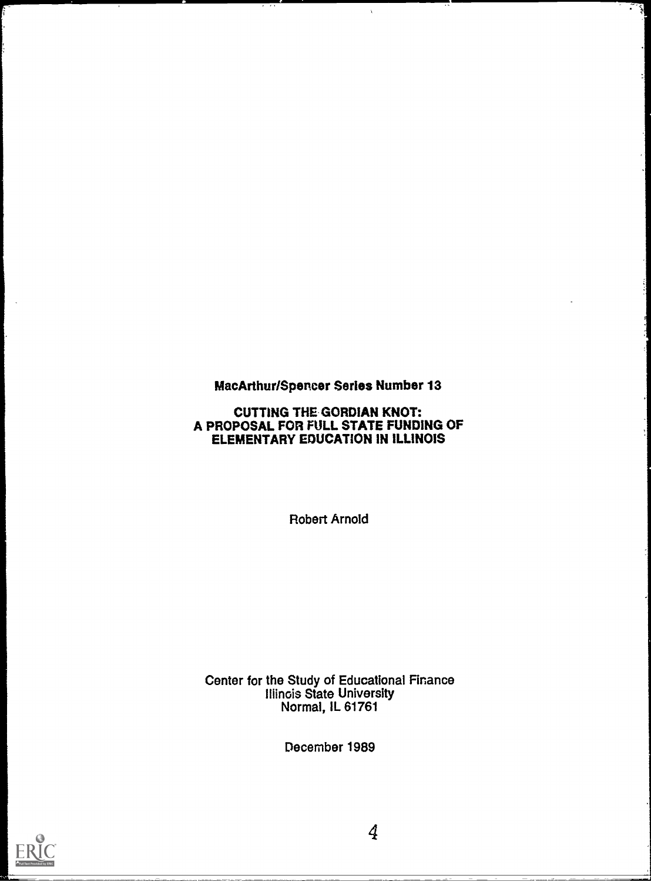MacArthur/Spencer Series Number 13

# CUTTING THE GORDIAN KNOT: A PROPOSAL FOR FULL STATE FUNDING OF ELEMENTARY EDUCATION IN ILLINOIS

Robert Arnold

Center for the Study of Educational Finance
Illinois State University
Normal, IL 61761

December 1989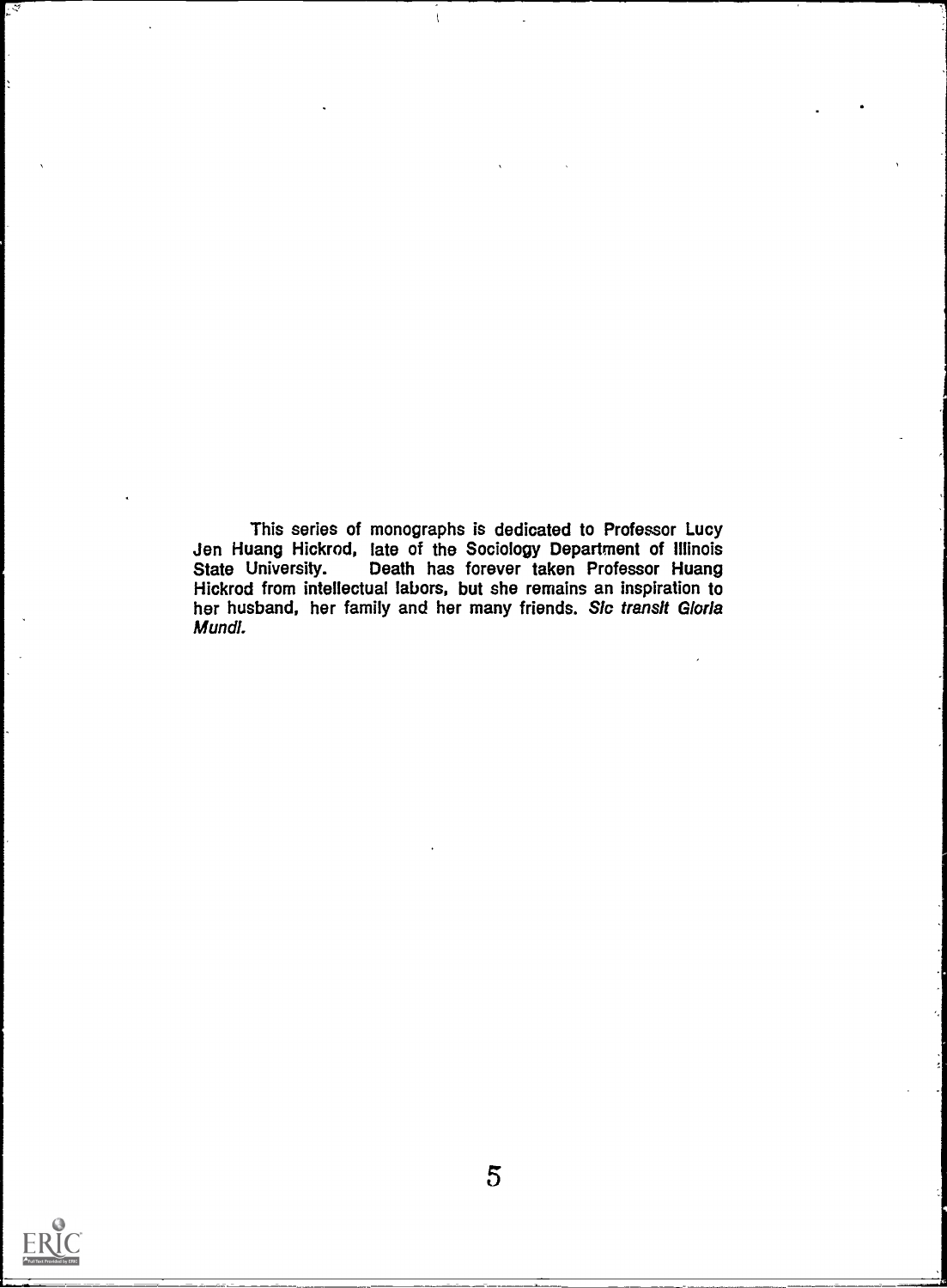This series of monographs is dedicated to Professor Lucy Jen Huang Hickrod, late of the Sociology Department of Illinois State University. Death has forever taken Professor Huang Hickrod from intellectual labors, but she remains an inspiration to her husband, her family and her many friends. *Sic transit Gloria Mundi.*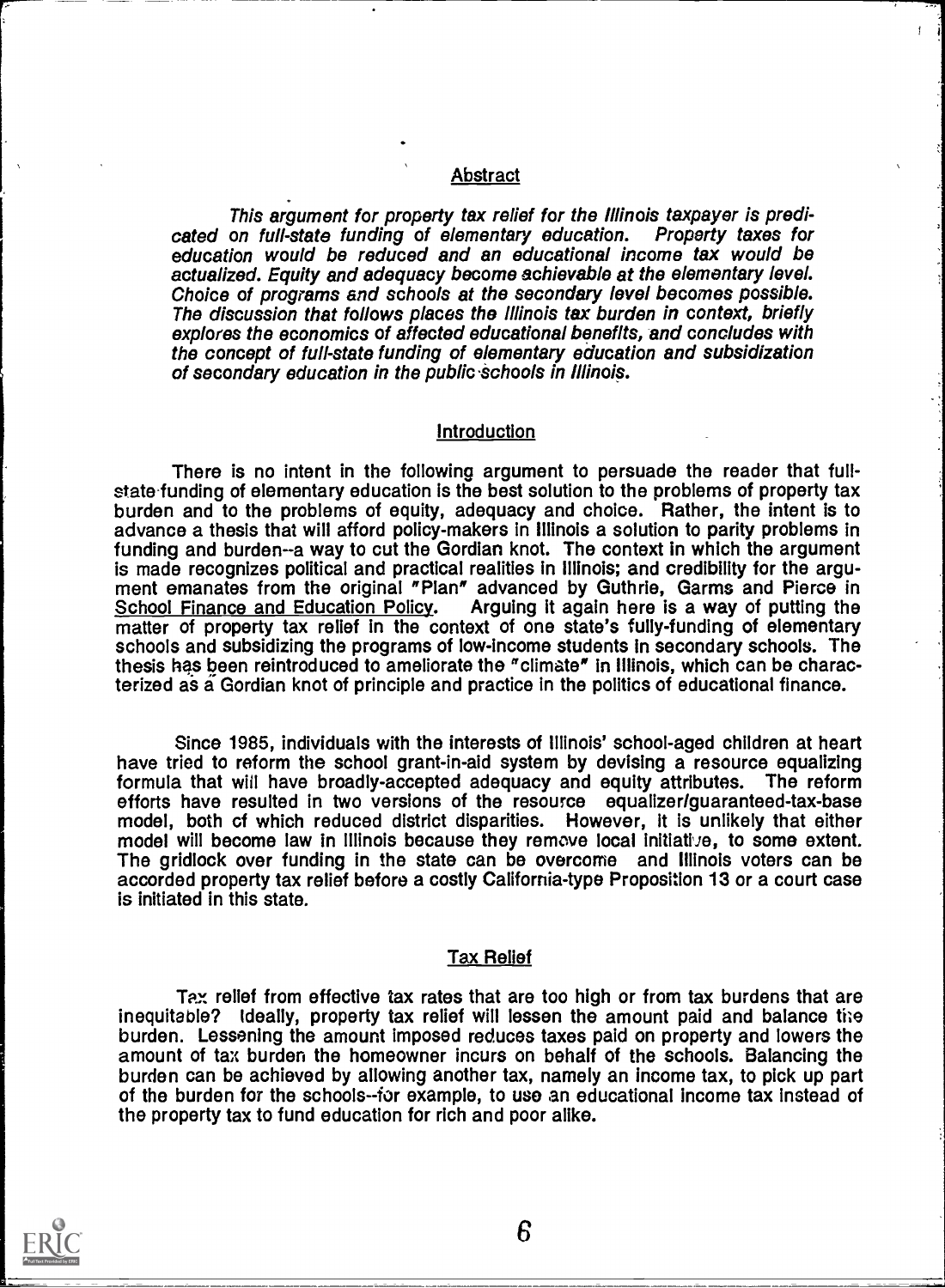## Abstract

*This argument for property tax relief for the Illinois taxpayer is predicated on full-state funding of elementary education. Property taxes for education would be reduced and an educational income tax would be actualized. Equity and adequacy become achievable at the elementary level. Choice of programs and schools at the secondary level becomes possible. The discussion that follows places the Illinois tax burden in context, briefly explores the economics of affected educational benefits, and concludes with the concept of full-state funding of elementary education and subsidization of secondary education in the public schools in Illinois.*

## Introduction

There is no intent in the following argument to persuade the reader that full-state funding of elementary education is the best solution to the problems of property tax burden and to the problems of equity, adequacy and choice. Rather, the intent is to advance a thesis that will afford policy-makers in Illinois a solution to parity problems in funding and burden--a way to cut the Gordian knot. The context in which the argument is made recognizes political and practical realities in Illinois; and credibility for the argument emanates from the original "Plan" advanced by Guthrie, Garms and Pierce in School Finance and Education Policy. Arguing it again here is a way of putting the matter of property tax relief in the context of one state's fully-funding of elementary schools and subsidizing the programs of low-income students in secondary schools. The thesis has been reintroduced to ameliorate the "climate" in Illinois, which can be characterized as a Gordian knot of principle and practice in the politics of educational finance.

Since 1985, individuals with the interests of Illinois' school-aged children at heart have tried to reform the school grant-in-aid system by devising a resource equalizing formula that will have broadly-accepted adequacy and equity attributes. The reform efforts have resulted in two versions of the resource equalizer/guaranteed-tax-base model, both of which reduced district disparities. However, it is unlikely that either model will become law in Illinois because they remove local initiative, to some extent. The gridlock over funding in the state can be overcome and Illinois voters can be accorded property tax relief before a costly California-type Proposition 13 or a court case is initiated in this state.

## Tax Relief

Tax relief from effective tax rates that are too high or from tax burdens that are inequitable? Ideally, property tax relief will lessen the amount paid and balance the burden. Lessening the amount imposed reduces taxes paid on property and lowers the amount of tax burden the homeowner incurs on behalf of the schools. Balancing the burden can be achieved by allowing another tax, namely an income tax, to pick up part of the burden for the schools--for example, to use an educational income tax instead of the property tax to fund education for rich and poor alike.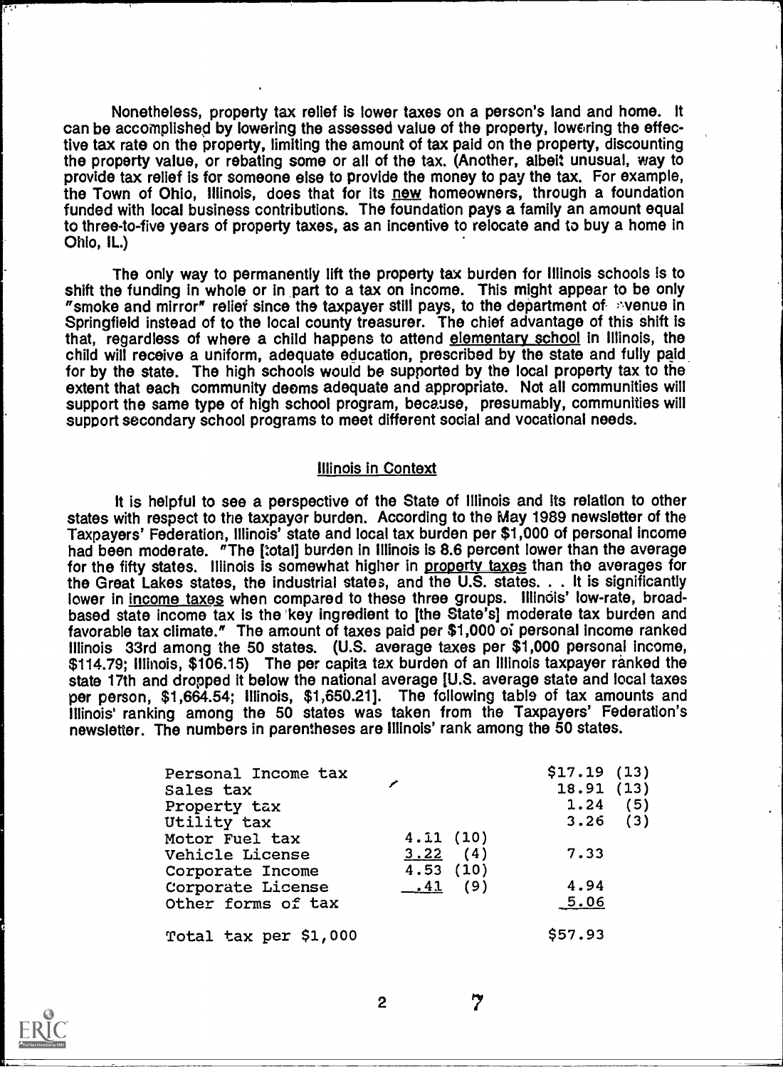Nonetheless, property tax relief is lower taxes on a person's land and home. It can be accomplished by lowering the assessed value of the property, lowering the effective tax rate on the property, limiting the amount of tax paid on the property, discounting the property value, or rebating some or all of the tax. (Another, albeit unusual, way to provide tax relief is for someone else to provide the money to pay the tax. For example, the Town of Ohio, Illinois, does that for its new homeowners, through a foundation funded with local business contributions. The foundation pays a family an amount equal to three-to-five years of property taxes, as an incentive to relocate and to buy a home in Ohio, IL.)

The only way to permanently lift the property tax burden for Illinois schools is to shift the funding in whole or in part to a tax on income. This might appear to be only "smoke and mirror" relief since the taxpayer still pays, to the department of revenue in Springfield instead of to the local county treasurer. The chief advantage of this shift is that, regardless of where a child happens to attend elementary school in Illinois, the child will receive a uniform, adequate education, prescribed by the state and fully paid for by the state. The high schools would be supported by the local property tax to the extent that each community deems adequate and appropriate. Not all communities will support the same type of high school program, because, presumably, communities will support secondary school programs to meet different social and vocational needs.

## Illinois in Context

It is helpful to see a perspective of the State of Illinois and its relation to other states with respect to the taxpayer burden. According to the May 1989 newsletter of the Taxpayers' Federation, Illinois' state and local tax burden per $1,000 of personal income had been moderate. "The [total] burden in Illinois is 8.6 percent lower than the average for the fifty states. Illinois is somewhat higher in property taxes than the averages for the Great Lakes states, the industrial states, and the U.S. states. . . It is significantly lower in income taxes when compared to these three groups. Illinois' low-rate, broad-based state income tax is the key ingredient to [the State's] moderate tax burden and favorable tax climate." The amount of taxes paid per $1,000 of personal income ranked Illinois 33rd among the 50 states. (U.S. average taxes per $1,000 personal income, $114.79; Illinois, $106.15) The per capita tax burden of an Illinois taxpayer ranked the state 17th and dropped it below the national average [U.S. average state and local taxes per person, $1,664.54; Illinois, $1,650.21]. The following table of tax amounts and Illinois' ranking among the 50 states was taken from the Taxpayers' Federation's newsletter. The numbers in parentheses are Illinois' rank among the 50 states.

| | | |
|---|---|---|
| Personal Income tax | | $17.19 (13) |
| Sales tax | | 18.91 (13) |
| Property tax | | 1.24 (5) |
| Utility tax | | 3.26 (3) |
| Motor Fuel tax | 4.11 (10) | |
| Vehicle License | 3.22 (4) | 7.33 |
| Corporate Income | 4.53 (10) | |
| Corporate License | .41 (9) | 4.94 |
| Other forms of tax | | 5.06 |
| Total tax per $1,000 | | $57.93 |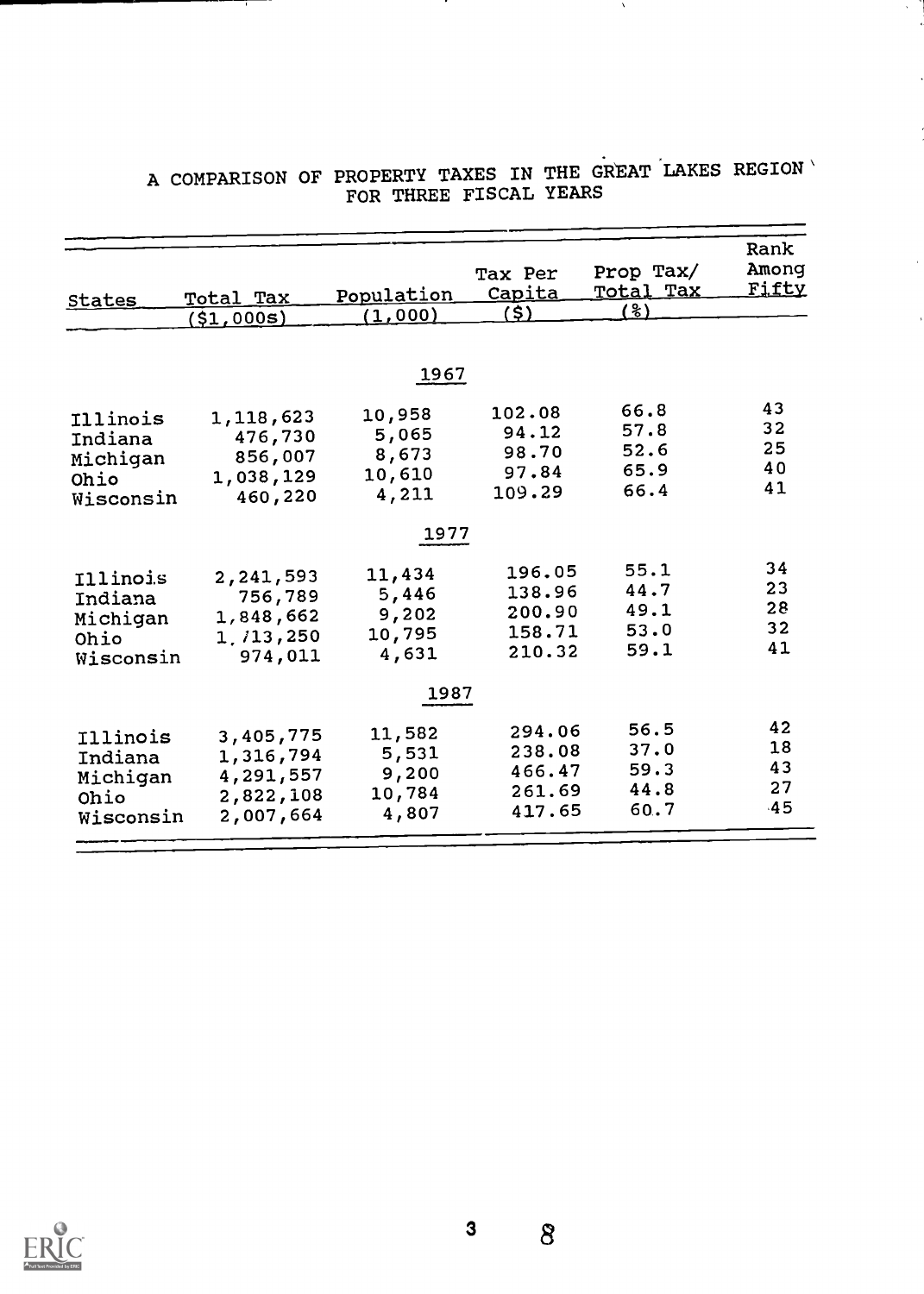# A COMPARISON OF PROPERTY TAXES IN THE GREAT LAKES REGION FOR THREE FISCAL YEARS

| States | Total Tax ($1,000s) | Population (1,000) | Tax Per Capita ($) | Prop Tax/ Total Tax (%) | Rank Among Fifty |
|---|---|---|---|---|---|
| | | **1967** | | | |
| Illinois | 1,118,623 | 10,958 | 102.08 | 66.8 | 43 |
| Indiana | 476,730 | 5,065 | 94.12 | 57.8 | 32 |
| Michigan | 856,007 | 8,673 | 98.70 | 52.6 | 25 |
| Ohio | 1,038,129 | 10,610 | 97.84 | 65.9 | 40 |
| Wisconsin | 460,220 | 4,211 | 109.29 | 66.4 | 41 |
| | | **1977** | | | |
| Illinois | 2,241,593 | 11,434 | 196.05 | 55.1 | 34 |
| Indiana | 756,789 | 5,446 | 138.96 | 44.7 | 23 |
| Michigan | 1,848,662 | 9,202 | 200.90 | 49.1 | 28 |
| Ohio | 1,713,250 | 10,795 | 158.71 | 53.0 | 32 |
| Wisconsin | 974,011 | 4,631 | 210.32 | 59.1 | 41 |
| | | **1987** | | | |
| Illinois | 3,405,775 | 11,582 | 294.06 | 56.5 | 42 |
| Indiana | 1,316,794 | 5,531 | 238.08 | 37.0 | 18 |
| Michigan | 4,291,557 | 9,200 | 466.47 | 59.3 | 43 |
| Ohio | 2,822,108 | 10,784 | 261.69 | 44.8 | 27 |
| Wisconsin | 2,007,664 | 4,807 | 417.65 | 60.7 | 45 |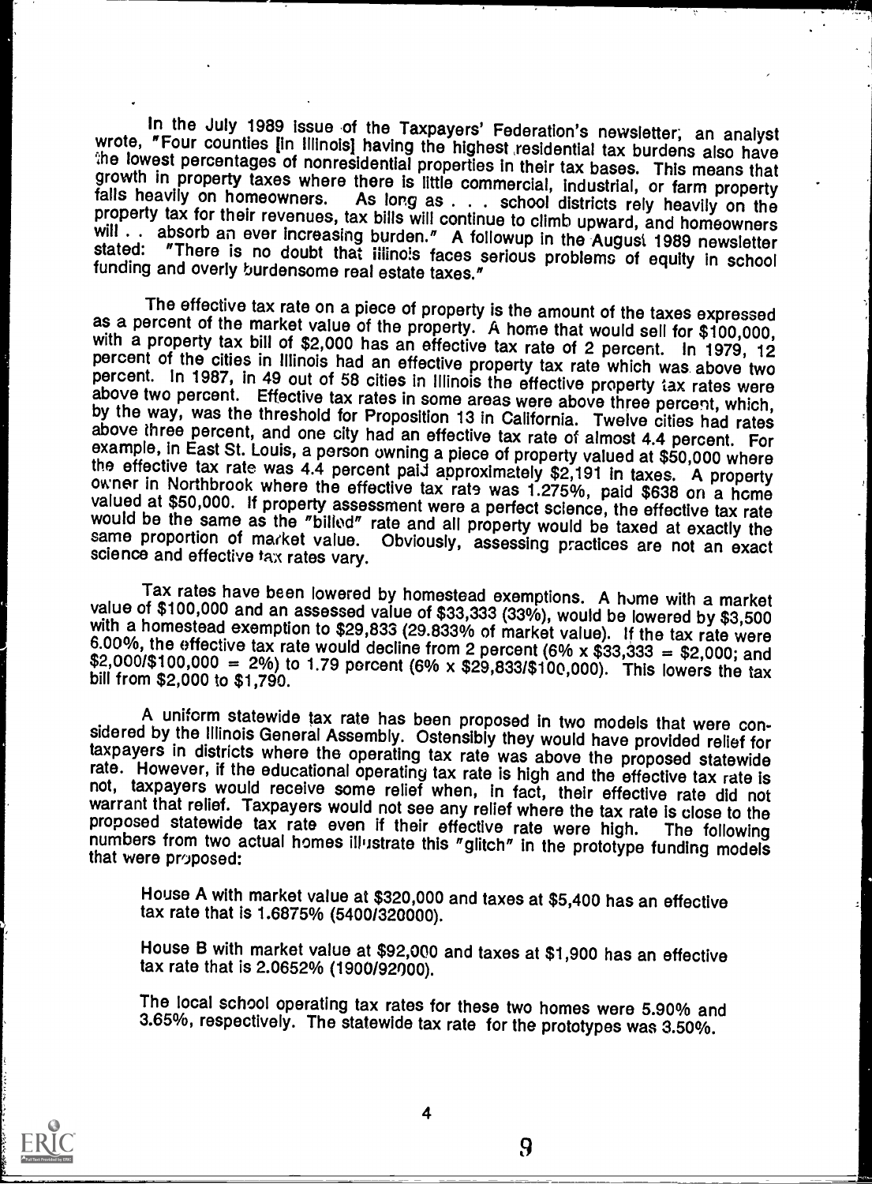In the July 1989 issue of the Taxpayers' Federation's newsletter, an analyst wrote, "Four counties [in Illinois] having the highest residential tax burdens also have the lowest percentages of nonresidential properties in their tax bases. This means that growth in property taxes where there is little commercial, industrial, or farm property falls heavily on homeowners. As long as . . . school districts rely heavily on the property tax for their revenues, tax bills will continue to climb upward, and homeowners will . . absorb an ever increasing burden." A followup in the August 1989 newsletter stated: "There is no doubt that Illinois faces serious problems of equity in school funding and overly burdensome real estate taxes."

The effective tax rate on a piece of property is the amount of the taxes expressed as a percent of the market value of the property. A home that would sell for $100,000, with a property tax bill of $2,000 has an effective tax rate of 2 percent. In 1979, 12 percent of the cities in Illinois had an effective property tax rate which was above two percent. In 1987, in 49 out of 58 cities in Illinois the effective property tax rates were above two percent. Effective tax rates in some areas were above three percent, which, by the way, was the threshold for Proposition 13 in California. Twelve cities had rates above three percent, and one city had an effective tax rate of almost 4.4 percent. For example, in East St. Louis, a person owning a piece of property valued at $50,000 where the effective tax rate was 4.4 percent paid approximately $2,191 in taxes. A property owner in Northbrook where the effective tax rate was 1.275%, paid $638 on a home valued at $50,000. If property assessment were a perfect science, the effective tax rate would be the same as the "billed" rate and all property would be taxed at exactly the same proportion of market value. Obviously, assessing practices are not an exact science and effective tax rates vary.

Tax rates have been lowered by homestead exemptions. A home with a market value of $100,000 and an assessed value of $33,333 (33%), would be lowered by $3,500 with a homestead exemption to $29,833 (29.833% of market value). If the tax rate were 6.00%, the effective tax rate would decline from 2 percent (6% x $33,333 = $2,000; and $2,000/$100,000 = 2%) to 1.79 percent (6% x $29,833/$100,000). This lowers the tax bill from $2,000 to $1,790.

A uniform statewide tax rate has been proposed in two models that were considered by the Illinois General Assembly. Ostensibly they would have provided relief for taxpayers in districts where the operating tax rate was above the proposed statewide rate. However, if the educational operating tax rate is high and the effective tax rate is not, taxpayers would receive some relief when, in fact, their effective rate did not warrant that relief. Taxpayers would not see any relief where the tax rate is close to the proposed statewide tax rate even if their effective rate were high. The following numbers from two actual homes illustrate this "glitch" in the prototype funding models that were proposed:

House A with market value at $320,000 and taxes at $5,400 has an effective tax rate that is 1.6875% (5400/320000).

House B with market value at $92,000 and taxes at $1,900 has an effective tax rate that is 2.0652% (1900/92000).

The local school operating tax rates for these two homes were 5.90% and 3.65%, respectively. The statewide tax rate for the prototypes was 3.50%.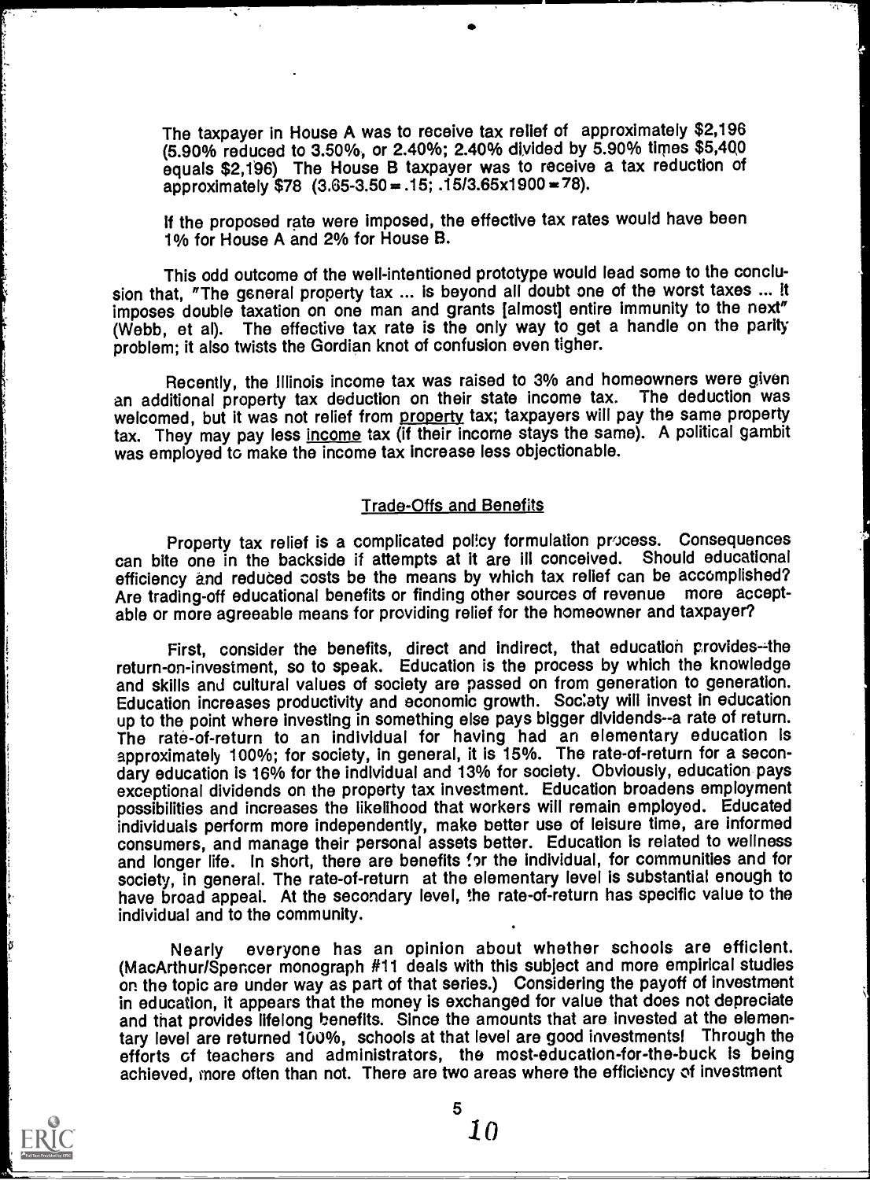The taxpayer in House A was to receive tax relief of approximately $2,196 (5.90% reduced to 3.50%, or 2.40%; 2.40% divided by 5.90% times $5,400 equals $2,196) The House B taxpayer was to receive a tax reduction of approximately $78 (3.65-3.50 = .15; .15/3.65x1900 = 78).

If the proposed rate were imposed, the effective tax rates would have been 1% for House A and 2% for House B.

This odd outcome of the well-intentioned prototype would lead some to the conclusion that, "The general property tax ... is beyond all doubt one of the worst taxes ... It imposes double taxation on one man and grants [almost] entire immunity to the next" (Webb, et al). The effective tax rate is the only way to get a handle on the parity problem; it also twists the Gordian knot of confusion even tigher.

Recently, the Illinois income tax was raised to 3% and homeowners were given an additional property tax deduction on their state income tax. The deduction was welcomed, but it was not relief from property tax; taxpayers will pay the same property tax. They may pay less income tax (if their income stays the same). A political gambit was employed to make the income tax increase less objectionable.

## Trade-Offs and Benefits

Property tax relief is a complicated policy formulation process. Consequences can bite one in the backside if attempts at it are ill conceived. Should educational efficiency and reduced costs be the means by which tax relief can be accomplished? Are trading-off educational benefits or finding other sources of revenue more acceptable or more agreeable means for providing relief for the homeowner and taxpayer?

First, consider the benefits, direct and indirect, that education provides--the return-on-investment, so to speak. Education is the process by which the knowledge and skills and cultural values of society are passed on from generation to generation. Education increases productivity and economic growth. Society will invest in education up to the point where investing in something else pays bigger dividends--a rate of return. The rate-of-return to an individual for having had an elementary education is approximately 100%; for society, in general, it is 15%. The rate-of-return for a secondary education is 16% for the individual and 13% for society. Obviously, education pays exceptional dividends on the property tax investment. Education broadens employment possibilities and increases the likelihood that workers will remain employed. Educated individuals perform more independently, make better use of leisure time, are informed consumers, and manage their personal assets better. Education is related to wellness and longer life. In short, there are benefits for the individual, for communities and for society, in general. The rate-of-return at the elementary level is substantial enough to have broad appeal. At the secondary level, the rate-of-return has specific value to the individual and to the community.

Nearly everyone has an opinion about whether schools are efficient. (MacArthur/Spencer monograph #11 deals with this subject and more empirical studies on the topic are under way as part of that series.) Considering the payoff of investment in education, it appears that the money is exchanged for value that does not depreciate and that provides lifelong benefits. Since the amounts that are invested at the elementary level are returned 100%, schools at that level are good investments! Through the efforts of teachers and administrators, the most-education-for-the-buck is being achieved, more often than not. There are two areas where the efficiency of investment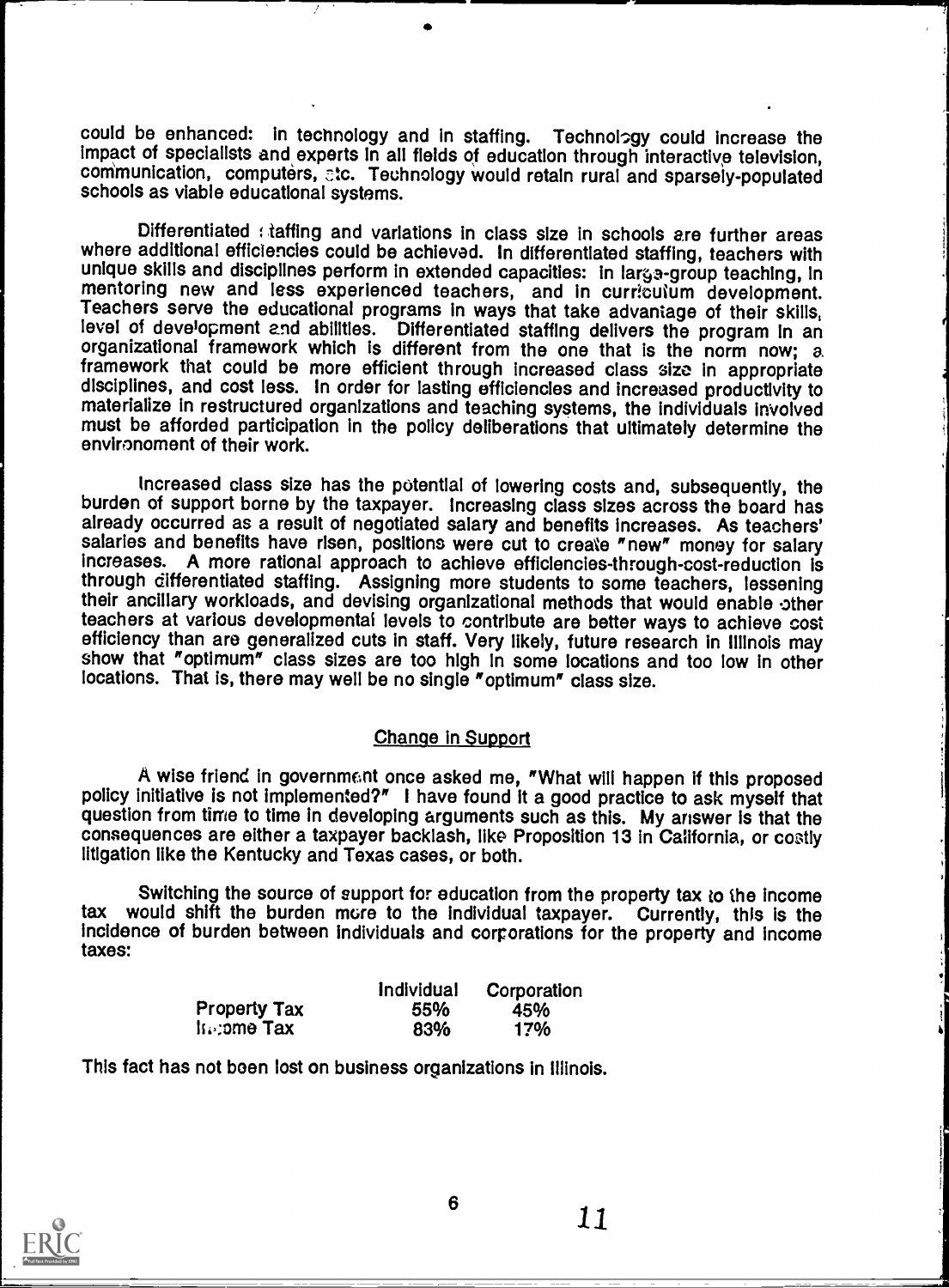could be enhanced: in technology and in staffing. Technology could increase the impact of specialists and experts in all fields of education through interactive television, communication, computers, etc. Technology would retain rural and sparsely-populated schools as viable educational systems.

Differentiated staffing and variations in class size in schools are further areas where additional efficiencies could be achieved. In differentiated staffing, teachers with unique skills and disciplines perform in extended capacities: in large-group teaching, in mentoring new and less experienced teachers, and in curriculum development. Teachers serve the educational programs in ways that take advantage of their skills, level of development and abilities. Differentiated staffing delivers the program in an organizational framework which is different from the one that is the norm now; a framework that could be more efficient through increased class size in appropriate disciplines, and cost less. In order for lasting efficiencies and increased productivity to materialize in restructured organizations and teaching systems, the individuals involved must be afforded participation in the policy deliberations that ultimately determine the environment of their work.

Increased class size has the potential of lowering costs and, subsequently, the burden of support borne by the taxpayer. Increasing class sizes across the board has already occurred as a result of negotiated salary and benefits increases. As teachers' salaries and benefits have risen, positions were cut to create "new" money for salary increases. A more rational approach to achieve efficiencies-through-cost-reduction is through differentiated staffing. Assigning more students to some teachers, lessening their ancillary workloads, and devising organizational methods that would enable other teachers at various developmental levels to contribute are better ways to achieve cost efficiency than are generalized cuts in staff. Very likely, future research in Illinois may show that "optimum" class sizes are too high in some locations and too low in other locations. That is, there may well be no single "optimum" class size.

## Change in Support

A wise friend in government once asked me, "What will happen if this proposed policy initiative is not implemented?" I have found it a good practice to ask myself that question from time to time in developing arguments such as this. My answer is that the consequences are either a taxpayer backlash, like Proposition 13 in California, or costly litigation like the Kentucky and Texas cases, or both.

Switching the source of support for education from the property tax to the income tax would shift the burden more to the individual taxpayer. Currently, this is the incidence of burden between individuals and corporations for the property and income taxes:

| | Individual | Corporation |
|---|---|---|
| Property Tax | 55% | 45% |
| Income Tax | 83% | 17% |

This fact has not been lost on business organizations in Illinois.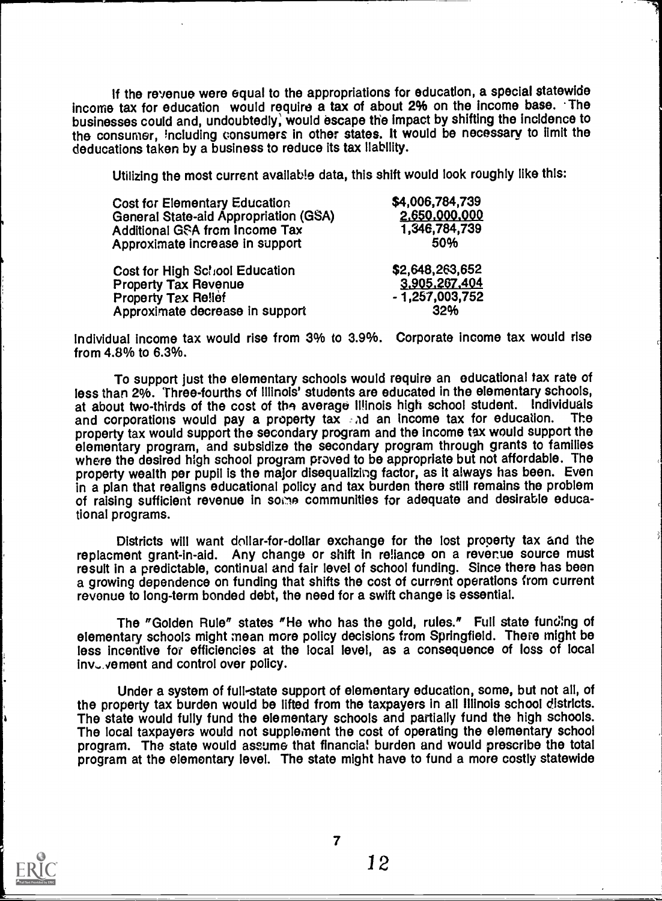If the revenue were equal to the appropriations for education, a special statewide income tax for education would require a tax of about 2% on the income base. The businesses could and, undoubtedly, would escape the impact by shifting the incidence to the consumer, including consumers in other states. It would be necessary to limit the deducations taken by a business to reduce its tax liability.

Utilizing the most current available data, this shift would look roughly like this:

| | |
|---|---|
| Cost for Elementary Education | $4,006,784,739 |
| General State-aid Appropriation (GSA) | 2,650,000,000 |
| Additional GSA from Income Tax | 1,346,784,739 |
| Approximate increase in support | 50% |
| | |
| Cost for High School Education | $2,648,263,652 |
| Property Tax Revenue | 3,905,267,404 |
| Property Tax Relief | - 1,257,003,752 |
| Approximate decrease in support | 32% |

Individual income tax would rise from 3% to 3.9%. Corporate income tax would rise from 4.8% to 6.3%.

To support just the elementary schools would require an educational tax rate of less than 2%. Three-fourths of Illinois' students are educated in the elementary schools, at about two-thirds of the cost of the average Illinois high school student. Individuals and corporations would pay a property tax and an income tax for education. The property tax would support the secondary program and the income tax would support the elementary program, and subsidize the secondary program through grants to families where the desired high school program proved to be appropriate but not affordable. The property wealth per pupil is the major disequalizing factor, as it always has been. Even in a plan that realigns educational policy and tax burden there still remains the problem of raising sufficient revenue in some communities for adequate and desirable educational programs.

Districts will want dollar-for-dollar exchange for the lost property tax and the replacment grant-in-aid. Any change or shift in reliance on a revenue source must result in a predictable, continual and fair level of school funding. Since there has been a growing dependence on funding that shifts the cost of current operations from current revenue to long-term bonded debt, the need for a swift change is essential.

The "Golden Rule" states "He who has the gold, rules." Full state funding of elementary schools might mean more policy decisions from Springfield. There might be less incentive for efficiencies at the local level, as a consequence of loss of local involvement and control over policy.

Under a system of full-state support of elementary education, some, but not all, of the property tax burden would be lifted from the taxpayers in all Illinois school districts. The state would fully fund the elementary schools and partially fund the high schools. The local taxpayers would not supplement the cost of operating the elementary school program. The state would assume that financial burden and would prescribe the total program at the elementary level. The state might have to fund a more costly statewide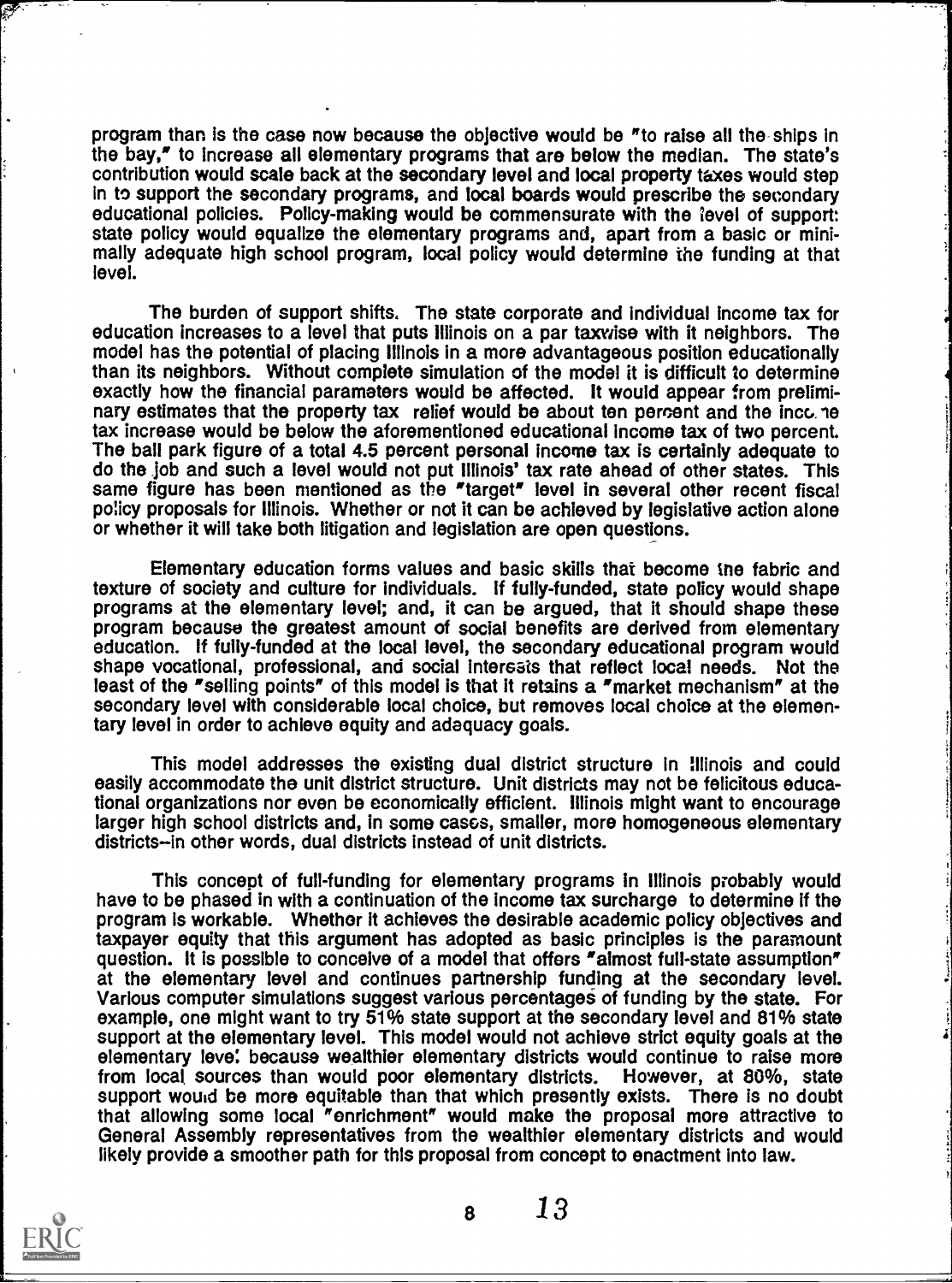program than is the case now because the objective would be "to raise all the ships in the bay," to increase all elementary programs that are below the median. The state's contribution would scale back at the secondary level and local property taxes would step in to support the secondary programs, and local boards would prescribe the secondary educational policies. Policy-making would be commensurate with the level of support: state policy would equalize the elementary programs and, apart from a basic or minimally adequate high school program, local policy would determine the funding at that level.

The burden of support shifts. The state corporate and individual income tax for education increases to a level that puts Illinois on a par taxwise with it neighbors. The model has the potential of placing Illinois in a more advantageous position educationally than its neighbors. Without complete simulation of the model it is difficult to determine exactly how the financial parameters would be affected. It would appear from preliminary estimates that the property tax relief would be about ten percent and the income tax increase would be below the aforementioned educational income tax of two percent. The ball park figure of a total 4.5 percent personal income tax is certainly adequate to do the job and such a level would not put Illinois' tax rate ahead of other states. This same figure has been mentioned as the "target" level in several other recent fiscal policy proposals for Illinois. Whether or not it can be achieved by legislative action alone or whether it will take both litigation and legislation are open questions.

Elementary education forms values and basic skills that become the fabric and texture of society and culture for individuals. If fully-funded, state policy would shape programs at the elementary level; and, it can be argued, that it should shape these program because the greatest amount of social benefits are derived from elementary education. If fully-funded at the local level, the secondary educational program would shape vocational, professional, and social interests that reflect local needs. Not the least of the "selling points" of this model is that it retains a "market mechanism" at the secondary level with considerable local choice, but removes local choice at the elementary level in order to achieve equity and adequacy goals.

This model addresses the existing dual district structure in Illinois and could easily accommodate the unit district structure. Unit districts may not be felicitous educational organizations nor even be economically efficient. Illinois might want to encourage larger high school districts and, in some cases, smaller, more homogeneous elementary districts--in other words, dual districts instead of unit districts.

This concept of full-funding for elementary programs in Illinois probably would have to be phased in with a continuation of the income tax surcharge to determine if the program is workable. Whether it achieves the desirable academic policy objectives and taxpayer equity that this argument has adopted as basic principles is the paramount question. It is possible to conceive of a model that offers "almost full-state assumption" at the elementary level and continues partnership funding at the secondary level. Various computer simulations suggest various percentages of funding by the state. For example, one might want to try 51% state support at the secondary level and 81% state support at the elementary level. This model would not achieve strict equity goals at the elementary level because wealthier elementary districts would continue to raise more from local sources than would poor elementary districts. However, at 80%, state support would be more equitable than that which presently exists. There is no doubt that allowing some local "enrichment" would make the proposal more attractive to General Assembly representatives from the wealthier elementary districts and would likely provide a smoother path for this proposal from concept to enactment into law.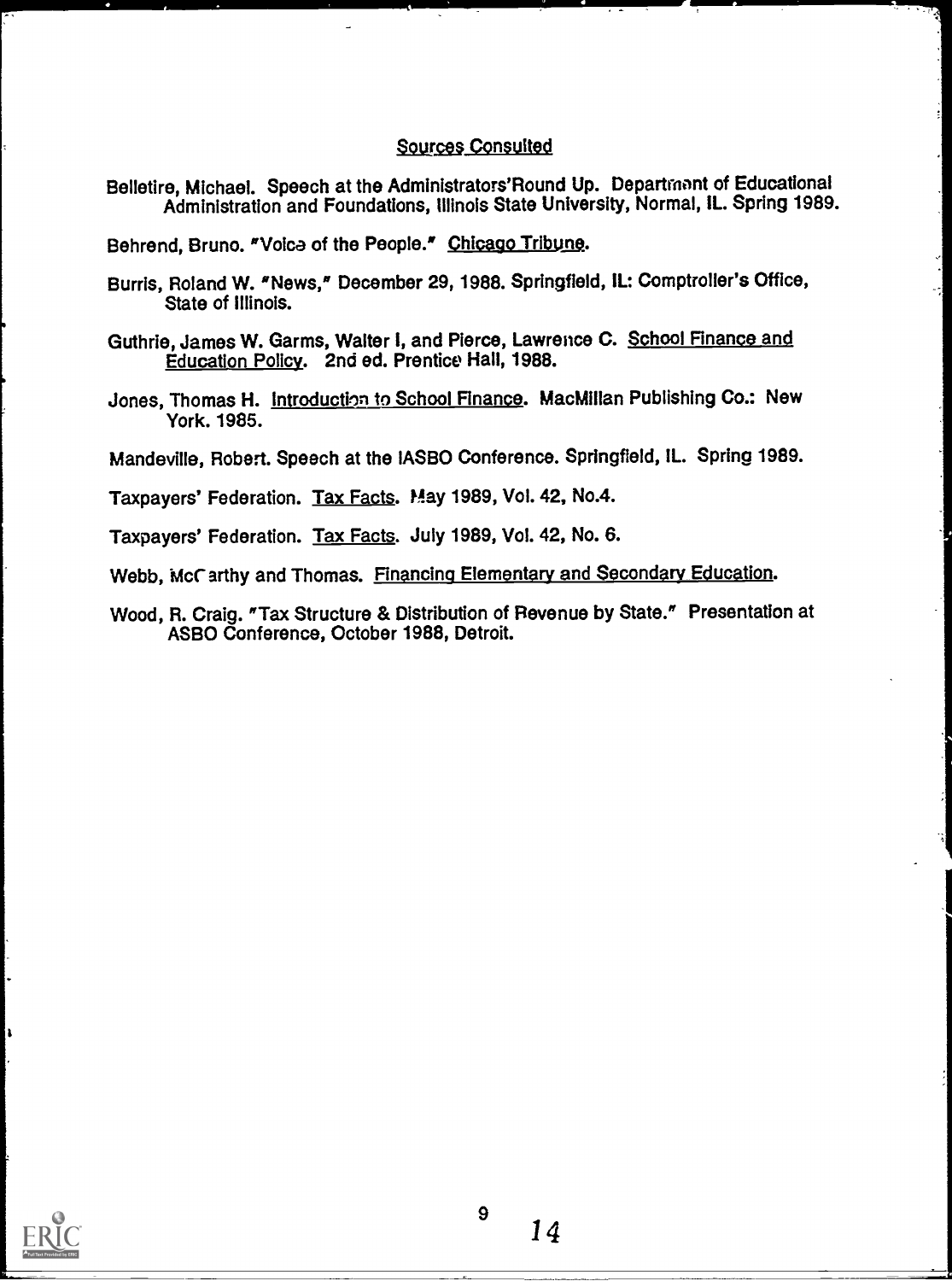## Sources Consulted

Belletire, Michael. Speech at the Administrators'Round Up. Department of Educational Administration and Foundations, Illinois State University, Normal, IL. Spring 1989.

Behrend, Bruno. "Voice of the People." Chicago Tribune.

Burris, Roland W. "News," December 29, 1988. Springfield, IL: Comptroller's Office, State of Illinois.

Guthrie, James W. Garms, Walter I, and Pierce, Lawrence C. School Finance and Education Policy. 2nd ed. Prentice Hall, 1988.

Jones, Thomas H. Introduction to School Finance. MacMillan Publishing Co.: New York. 1985.

Mandeville, Robert. Speech at the IASBO Conference. Springfield, IL. Spring 1989.

Taxpayers' Federation. Tax Facts. May 1989, Vol. 42, No.4.

Taxpayers' Federation. Tax Facts. July 1989, Vol. 42, No. 6.

Webb, McCarthy and Thomas. Financing Elementary and Secondary Education.

Wood, R. Craig. "Tax Structure & Distribution of Revenue by State." Presentation at ASBO Conference, October 1988, Detroit.